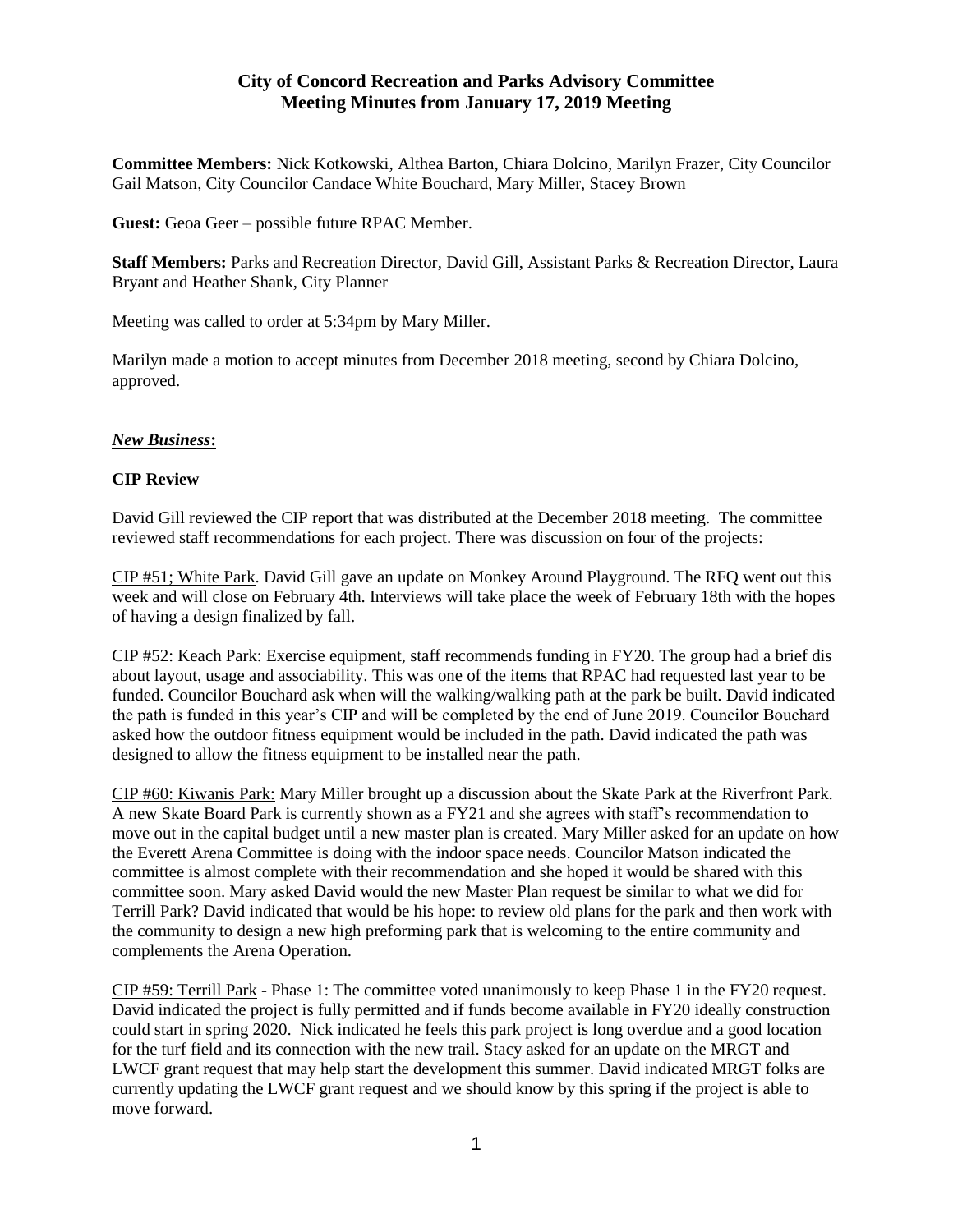# City of Concord Recreation and Parks Advisory Committee
# Meeting Minutes from January 17, 2019 Meeting

**Committee Members:** Nick Kotkowski, Althea Barton, Chiara Dolcino, Marilyn Frazer, City Councilor Gail Matson, City Councilor Candace White Bouchard, Mary Miller, Stacey Brown

**Guest:** Geoa Geer – possible future RPAC Member.

**Staff Members:** Parks and Recreation Director, David Gill, Assistant Parks & Recreation Director, Laura Bryant and Heather Shank, City Planner

Meeting was called to order at 5:34pm by Mary Miller.

Marilyn made a motion to accept minutes from December 2018 meeting, second by Chiara Dolcino, approved.

## ***New Business*:**

### CIP Review

David Gill reviewed the CIP report that was distributed at the December 2018 meeting. The committee reviewed staff recommendations for each project. There was discussion on four of the projects:

<u>CIP #51; White Park</u>. David Gill gave an update on Monkey Around Playground. The RFQ went out this week and will close on February 4th. Interviews will take place the week of February 18th with the hopes of having a design finalized by fall.

<u>CIP #52: Keach Park</u>: Exercise equipment, staff recommends funding in FY20. The group had a brief dis about layout, usage and associability. This was one of the items that RPAC had requested last year to be funded. Councilor Bouchard ask when will the walking/walking path at the park be built. David indicated the path is funded in this year's CIP and will be completed by the end of June 2019. Councilor Bouchard asked how the outdoor fitness equipment would be included in the path. David indicated the path was designed to allow the fitness equipment to be installed near the path.

<u>CIP #60: Kiwanis Park:</u> Mary Miller brought up a discussion about the Skate Park at the Riverfront Park. A new Skate Board Park is currently shown as a FY21 and she agrees with staff's recommendation to move out in the capital budget until a new master plan is created. Mary Miller asked for an update on how the Everett Arena Committee is doing with the indoor space needs. Councilor Matson indicated the committee is almost complete with their recommendation and she hoped it would be shared with this committee soon. Mary asked David would the new Master Plan request be similar to what we did for Terrill Park? David indicated that would be his hope: to review old plans for the park and then work with the community to design a new high preforming park that is welcoming to the entire community and complements the Arena Operation.

<u>CIP #59: Terrill Park</u> - Phase 1: The committee voted unanimously to keep Phase 1 in the FY20 request. David indicated the project is fully permitted and if funds become available in FY20 ideally construction could start in spring 2020. Nick indicated he feels this park project is long overdue and a good location for the turf field and its connection with the new trail. Stacy asked for an update on the MRGT and LWCF grant request that may help start the development this summer. David indicated MRGT folks are currently updating the LWCF grant request and we should know by this spring if the project is able to move forward.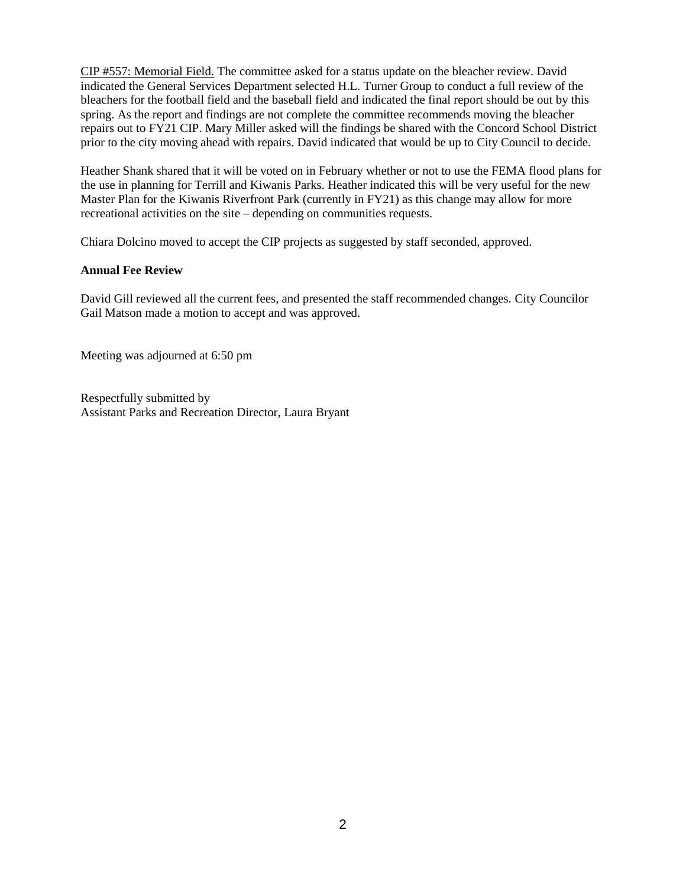<u>CIP #557: Memorial Field.</u> The committee asked for a status update on the bleacher review. David indicated the General Services Department selected H.L. Turner Group to conduct a full review of the bleachers for the football field and the baseball field and indicated the final report should be out by this spring. As the report and findings are not complete the committee recommends moving the bleacher repairs out to FY21 CIP. Mary Miller asked will the findings be shared with the Concord School District prior to the city moving ahead with repairs. David indicated that would be up to City Council to decide.

Heather Shank shared that it will be voted on in February whether or not to use the FEMA flood plans for the use in planning for Terrill and Kiwanis Parks. Heather indicated this will be very useful for the new Master Plan for the Kiwanis Riverfront Park (currently in FY21) as this change may allow for more recreational activities on the site – depending on communities requests.

Chiara Dolcino moved to accept the CIP projects as suggested by staff seconded, approved.

**Annual Fee Review**

David Gill reviewed all the current fees, and presented the staff recommended changes. City Councilor Gail Matson made a motion to accept and was approved.

Meeting was adjourned at 6:50 pm

Respectfully submitted by
Assistant Parks and Recreation Director, Laura Bryant